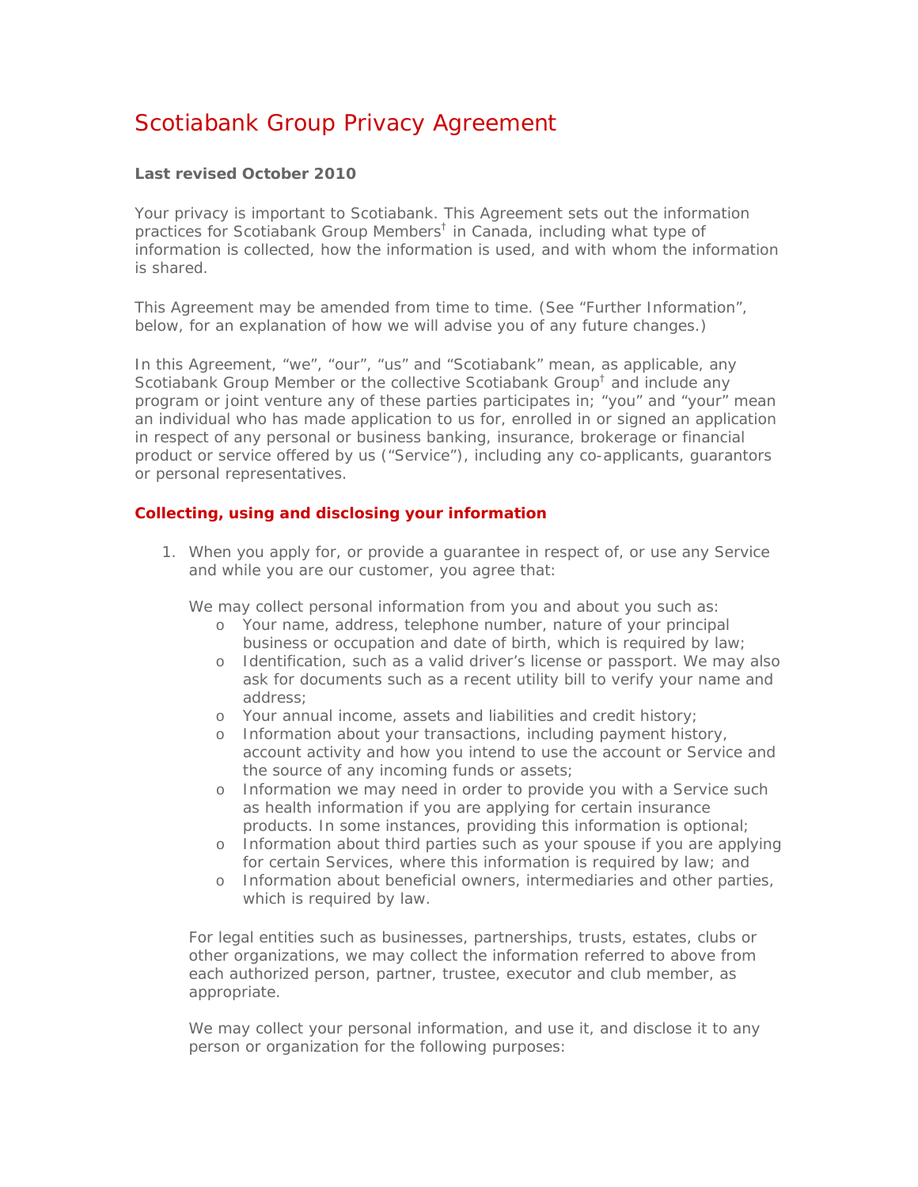# Scotiabank Group Privacy Agreement

**Last revised October 2010**

Your privacy is important to Scotiabank. This Agreement sets out the information practices for Scotiabank Group Members† in Canada, including what type of information is collected, how the information is used, and with whom the information is shared.

This Agreement may be amended from time to time. (See "Further Information", below, for an explanation of how we will advise you of any future changes.)

In this Agreement, "we", "our", "us" and "Scotiabank" mean, as applicable, any Scotiabank Group Member or the collective Scotiabank Group† and include any program or joint venture any of these parties participates in; "you" and "your" mean an individual who has made application to us for, enrolled in or signed an application in respect of any personal or business banking, insurance, brokerage or financial product or service offered by us ("Service"), including any co-applicants, guarantors or personal representatives.

## Collecting, using and disclosing your information

1. When you apply for, or provide a guarantee in respect of, or use any Service and while you are our customer, you agree that:

   We may collect personal information from you and about you such as:
   - Your name, address, telephone number, nature of your principal business or occupation and date of birth, which is required by law;
   - Identification, such as a valid driver's license or passport. We may also ask for documents such as a recent utility bill to verify your name and address;
   - Your annual income, assets and liabilities and credit history;
   - Information about your transactions, including payment history, account activity and how you intend to use the account or Service and the source of any incoming funds or assets;
   - Information we may need in order to provide you with a Service such as health information if you are applying for certain insurance products. In some instances, providing this information is optional;
   - Information about third parties such as your spouse if you are applying for certain Services, where this information is required by law; and
   - Information about beneficial owners, intermediaries and other parties, which is required by law.

   For legal entities such as businesses, partnerships, trusts, estates, clubs or other organizations, we may collect the information referred to above from each authorized person, partner, trustee, executor and club member, as appropriate.

   We may collect your personal information, and use it, and disclose it to any person or organization for the following purposes: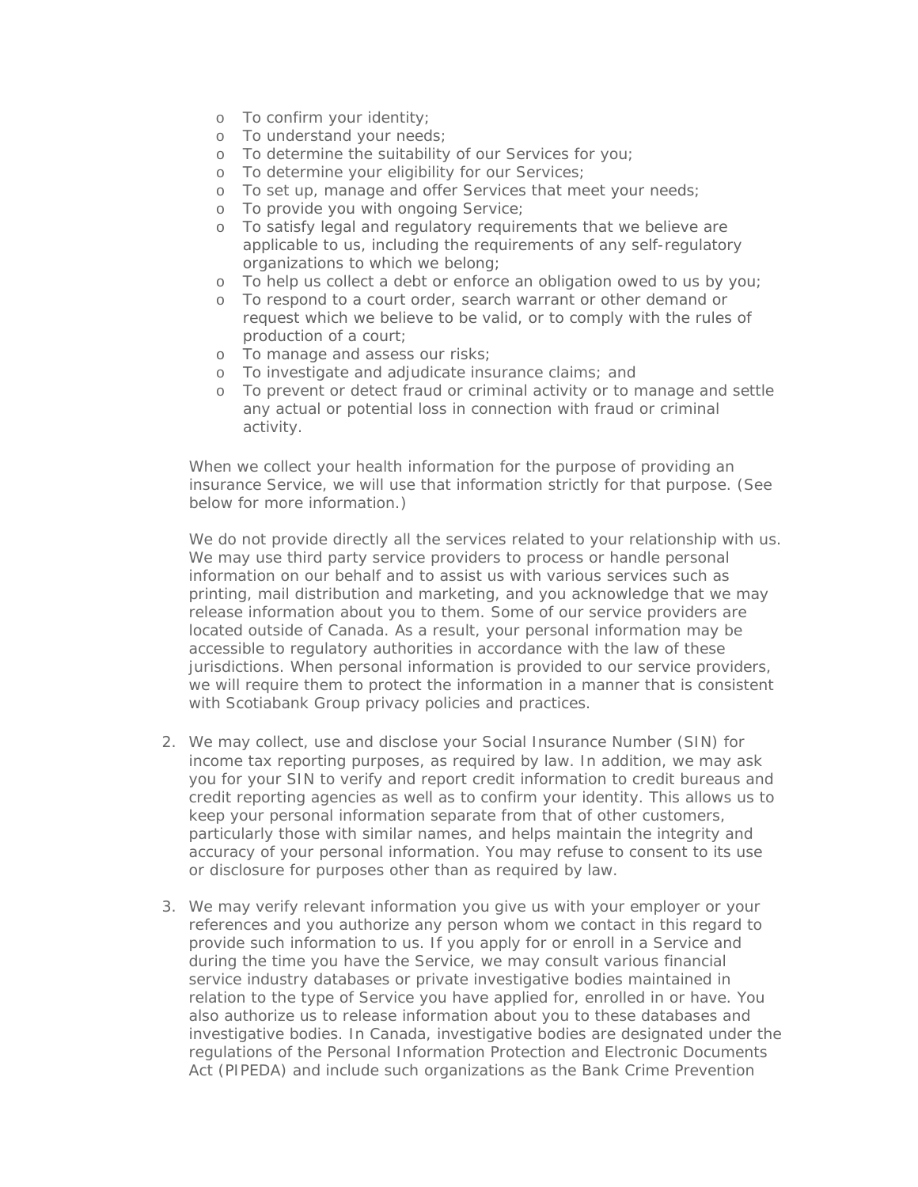- To confirm your identity;
- To understand your needs;
- To determine the suitability of our Services for you;
- To determine your eligibility for our Services;
- To set up, manage and offer Services that meet your needs;
- To provide you with ongoing Service;
- To satisfy legal and regulatory requirements that we believe are applicable to us, including the requirements of any self-regulatory organizations to which we belong;
- To help us collect a debt or enforce an obligation owed to us by you;
- To respond to a court order, search warrant or other demand or request which we believe to be valid, or to comply with the rules of production of a court;
- To manage and assess our risks;
- To investigate and adjudicate insurance claims; and
- To prevent or detect fraud or criminal activity or to manage and settle any actual or potential loss in connection with fraud or criminal activity.

When we collect your health information for the purpose of providing an insurance Service, we will use that information strictly for that purpose. (See below for more information.)

We do not provide directly all the services related to your relationship with us. We may use third party service providers to process or handle personal information on our behalf and to assist us with various services such as printing, mail distribution and marketing, and you acknowledge that we may release information about you to them. Some of our service providers are located outside of Canada. As a result, your personal information may be accessible to regulatory authorities in accordance with the law of these jurisdictions. When personal information is provided to our service providers, we will require them to protect the information in a manner that is consistent with Scotiabank Group privacy policies and practices.

2. We may collect, use and disclose your Social Insurance Number (SIN) for income tax reporting purposes, as required by law. In addition, we may ask you for your SIN to verify and report credit information to credit bureaus and credit reporting agencies as well as to confirm your identity. This allows us to keep your personal information separate from that of other customers, particularly those with similar names, and helps maintain the integrity and accuracy of your personal information. You may refuse to consent to its use or disclosure for purposes other than as required by law.

3. We may verify relevant information you give us with your employer or your references and you authorize any person whom we contact in this regard to provide such information to us. If you apply for or enroll in a Service and during the time you have the Service, we may consult various financial service industry databases or private investigative bodies maintained in relation to the type of Service you have applied for, enrolled in or have. You also authorize us to release information about you to these databases and investigative bodies. In Canada, investigative bodies are designated under the regulations of the Personal Information Protection and Electronic Documents Act (PIPEDA) and include such organizations as the Bank Crime Prevention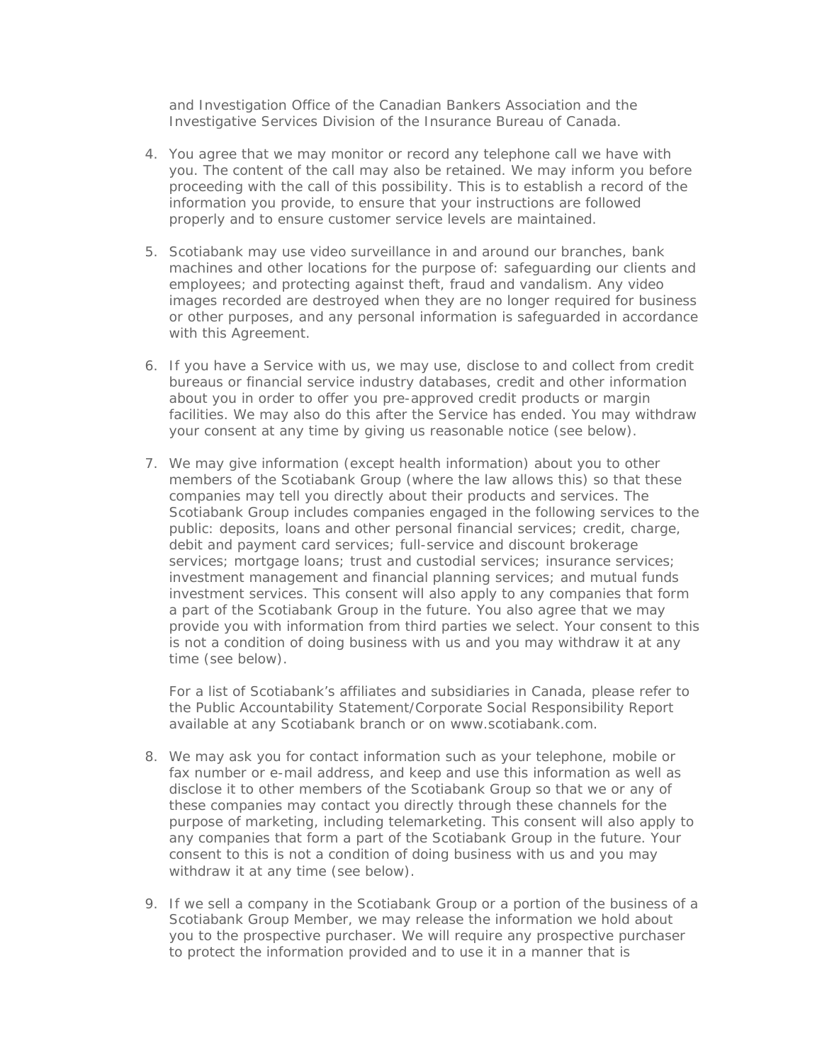and Investigation Office of the Canadian Bankers Association and the Investigative Services Division of the Insurance Bureau of Canada.

4. You agree that we may monitor or record any telephone call we have with you. The content of the call may also be retained. We may inform you before proceeding with the call of this possibility. This is to establish a record of the information you provide, to ensure that your instructions are followed properly and to ensure customer service levels are maintained.

5. Scotiabank may use video surveillance in and around our branches, bank machines and other locations for the purpose of: safeguarding our clients and employees; and protecting against theft, fraud and vandalism. Any video images recorded are destroyed when they are no longer required for business or other purposes, and any personal information is safeguarded in accordance with this Agreement.

6. If you have a Service with us, we may use, disclose to and collect from credit bureaus or financial service industry databases, credit and other information about you in order to offer you pre-approved credit products or margin facilities. We may also do this after the Service has ended. You may withdraw your consent at any time by giving us reasonable notice (see below).

7. We may give information (except health information) about you to other members of the Scotiabank Group (where the law allows this) so that these companies may tell you directly about their products and services. The Scotiabank Group includes companies engaged in the following services to the public: deposits, loans and other personal financial services; credit, charge, debit and payment card services; full-service and discount brokerage services; mortgage loans; trust and custodial services; insurance services; investment management and financial planning services; and mutual funds investment services. This consent will also apply to any companies that form a part of the Scotiabank Group in the future. You also agree that we may provide you with information from third parties we select. Your consent to this is not a condition of doing business with us and you may withdraw it at any time (see below).

   For a list of Scotiabank's affiliates and subsidiaries in Canada, please refer to the Public Accountability Statement/Corporate Social Responsibility Report available at any Scotiabank branch or on www.scotiabank.com.

8. We may ask you for contact information such as your telephone, mobile or fax number or e-mail address, and keep and use this information as well as disclose it to other members of the Scotiabank Group so that we or any of these companies may contact you directly through these channels for the purpose of marketing, including telemarketing. This consent will also apply to any companies that form a part of the Scotiabank Group in the future. Your consent to this is not a condition of doing business with us and you may withdraw it at any time (see below).

9. If we sell a company in the Scotiabank Group or a portion of the business of a Scotiabank Group Member, we may release the information we hold about you to the prospective purchaser. We will require any prospective purchaser to protect the information provided and to use it in a manner that is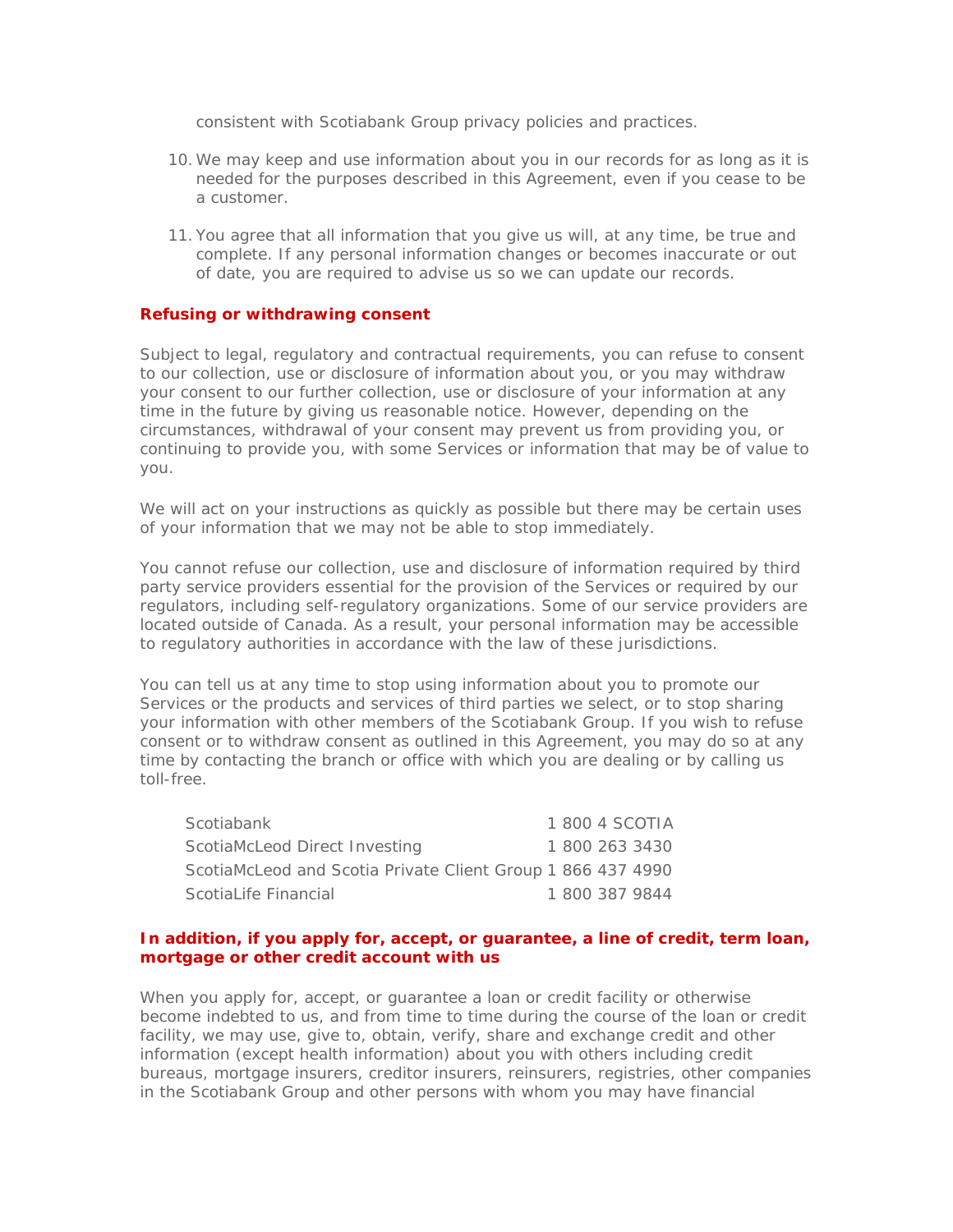consistent with Scotiabank Group privacy policies and practices.

10. We may keep and use information about you in our records for as long as it is needed for the purposes described in this Agreement, even if you cease to be a customer.

11. You agree that all information that you give us will, at any time, be true and complete. If any personal information changes or becomes inaccurate or out of date, you are required to advise us so we can update our records.

### Refusing or withdrawing consent

Subject to legal, regulatory and contractual requirements, you can refuse to consent to our collection, use or disclosure of information about you, or you may withdraw your consent to our further collection, use or disclosure of your information at any time in the future by giving us reasonable notice. However, depending on the circumstances, withdrawal of your consent may prevent us from providing you, or continuing to provide you, with some Services or information that may be of value to you.

We will act on your instructions as quickly as possible but there may be certain uses of your information that we may not be able to stop immediately.

You cannot refuse our collection, use and disclosure of information required by third party service providers essential for the provision of the Services or required by our regulators, including self-regulatory organizations. Some of our service providers are located outside of Canada. As a result, your personal information may be accessible to regulatory authorities in accordance with the law of these jurisdictions.

You can tell us at any time to stop using information about you to promote our Services or the products and services of third parties we select, or to stop sharing your information with other members of the Scotiabank Group. If you wish to refuse consent or to withdraw consent as outlined in this Agreement, you may do so at any time by contacting the branch or office with which you are dealing or by calling us toll-free.

| | |
|---|---|
| Scotiabank | 1 800 4 SCOTIA |
| ScotiaMcLeod Direct Investing | 1 800 263 3430 |
| ScotiaMcLeod and Scotia Private Client Group | 1 866 437 4990 |
| ScotiaLife Financial | 1 800 387 9844 |

### In addition, if you apply for, accept, or guarantee, a line of credit, term loan, mortgage or other credit account with us

When you apply for, accept, or guarantee a loan or credit facility or otherwise become indebted to us, and from time to time during the course of the loan or credit facility, we may use, give to, obtain, verify, share and exchange credit and other information (except health information) about you with others including credit bureaus, mortgage insurers, creditor insurers, reinsurers, registries, other companies in the Scotiabank Group and other persons with whom you may have financial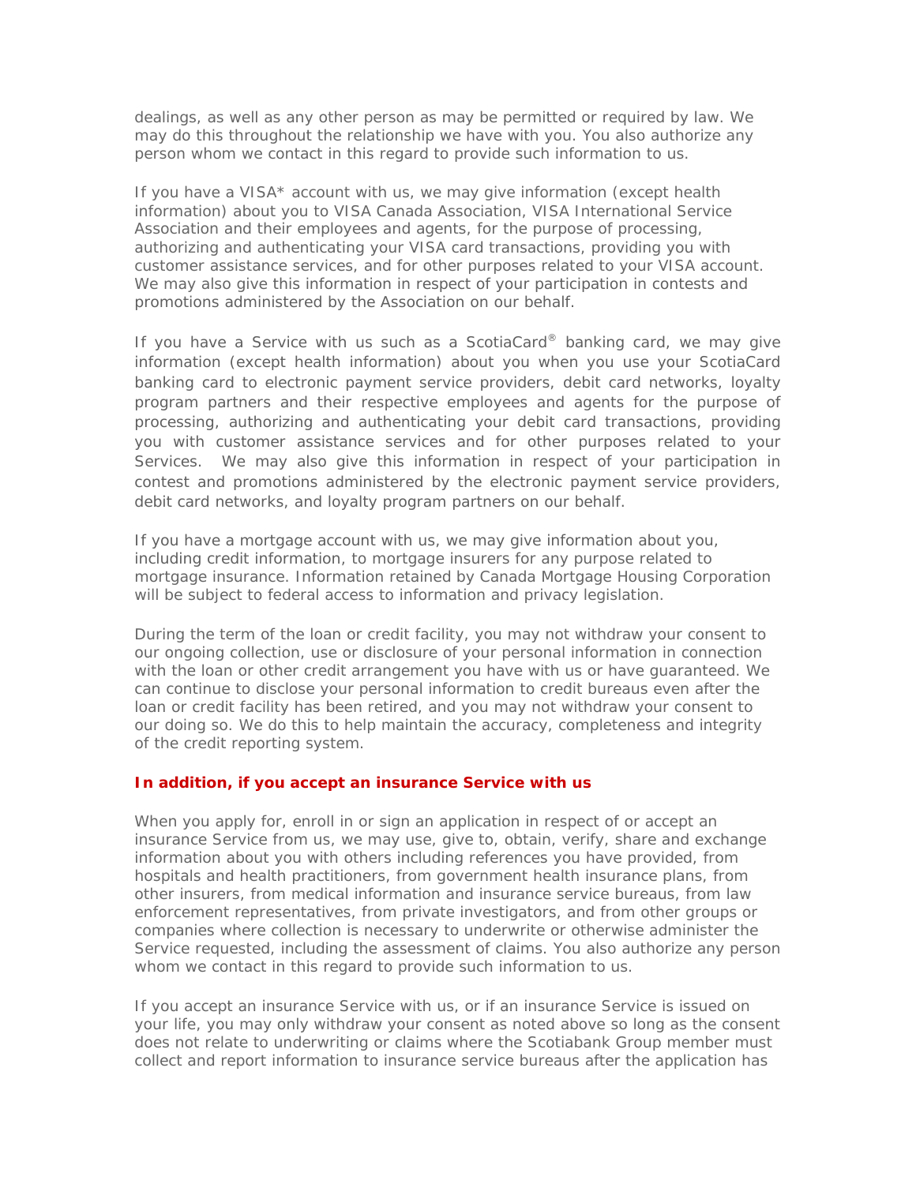dealings, as well as any other person as may be permitted or required by law. We may do this throughout the relationship we have with you. You also authorize any person whom we contact in this regard to provide such information to us.

If you have a VISA* account with us, we may give information (except health information) about you to VISA Canada Association, VISA International Service Association and their employees and agents, for the purpose of processing, authorizing and authenticating your VISA card transactions, providing you with customer assistance services, and for other purposes related to your VISA account. We may also give this information in respect of your participation in contests and promotions administered by the Association on our behalf.

If you have a Service with us such as a ScotiaCard® banking card, we may give information (except health information) about you when you use your ScotiaCard banking card to electronic payment service providers, debit card networks, loyalty program partners and their respective employees and agents for the purpose of processing, authorizing and authenticating your debit card transactions, providing you with customer assistance services and for other purposes related to your Services. We may also give this information in respect of your participation in contest and promotions administered by the electronic payment service providers, debit card networks, and loyalty program partners on our behalf.

If you have a mortgage account with us, we may give information about you, including credit information, to mortgage insurers for any purpose related to mortgage insurance. Information retained by Canada Mortgage Housing Corporation will be subject to federal access to information and privacy legislation.

During the term of the loan or credit facility, you may not withdraw your consent to our ongoing collection, use or disclosure of your personal information in connection with the loan or other credit arrangement you have with us or have guaranteed. We can continue to disclose your personal information to credit bureaus even after the loan or credit facility has been retired, and you may not withdraw your consent to our doing so. We do this to help maintain the accuracy, completeness and integrity of the credit reporting system.

**In addition, if you accept an insurance Service with us**

When you apply for, enroll in or sign an application in respect of or accept an insurance Service from us, we may use, give to, obtain, verify, share and exchange information about you with others including references you have provided, from hospitals and health practitioners, from government health insurance plans, from other insurers, from medical information and insurance service bureaus, from law enforcement representatives, from private investigators, and from other groups or companies where collection is necessary to underwrite or otherwise administer the Service requested, including the assessment of claims. You also authorize any person whom we contact in this regard to provide such information to us.

If you accept an insurance Service with us, or if an insurance Service is issued on your life, you may only withdraw your consent as noted above so long as the consent does not relate to underwriting or claims where the Scotiabank Group member must collect and report information to insurance service bureaus after the application has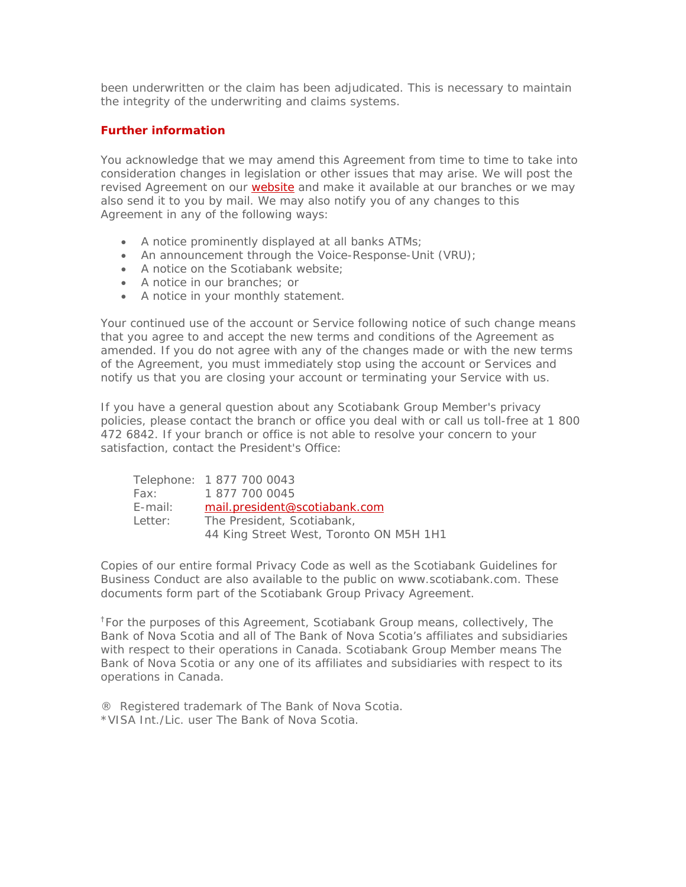been underwritten or the claim has been adjudicated. This is necessary to maintain the integrity of the underwriting and claims systems.

## Further information

You acknowledge that we may amend this Agreement from time to time to take into consideration changes in legislation or other issues that may arise. We will post the revised Agreement on our website and make it available at our branches or we may also send it to you by mail. We may also notify you of any changes to this Agreement in any of the following ways:

- A notice prominently displayed at all banks ATMs;
- An announcement through the Voice-Response-Unit (VRU);
- A notice on the Scotiabank website;
- A notice in our branches; or
- A notice in your monthly statement.

Your continued use of the account or Service following notice of such change means that you agree to and accept the new terms and conditions of the Agreement as amended. If you do not agree with any of the changes made or with the new terms of the Agreement, you must immediately stop using the account or Services and notify us that you are closing your account or terminating your Service with us.

If you have a general question about any Scotiabank Group Member's privacy policies, please contact the branch or office you deal with or call us toll-free at 1 800 472 6842. If your branch or office is not able to resolve your concern to your satisfaction, contact the President's Office:

| | |
|---|---|
| Telephone: | 1 877 700 0043 |
| Fax: | 1 877 700 0045 |
| E-mail: | mail.president@scotiabank.com |
| Letter: | The President, Scotiabank, 44 King Street West, Toronto ON M5H 1H1 |

Copies of our entire formal Privacy Code as well as the Scotiabank Guidelines for Business Conduct are also available to the public on www.scotiabank.com. These documents form part of the Scotiabank Group Privacy Agreement.

[†]For the purposes of this Agreement, Scotiabank Group means, collectively, The Bank of Nova Scotia and all of The Bank of Nova Scotia's affiliates and subsidiaries with respect to their operations in Canada. Scotiabank Group Member means The Bank of Nova Scotia or any one of its affiliates and subsidiaries with respect to its operations in Canada.

® Registered trademark of The Bank of Nova Scotia.
*VISA Int./Lic. user The Bank of Nova Scotia.